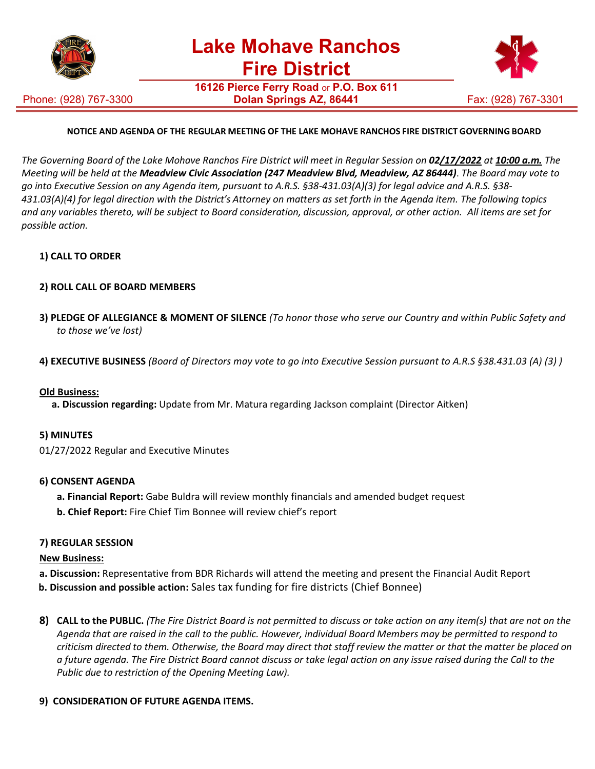# Lake Mohave Ranchos Fire District

**16126 Pierce Ferry Road** or **P.O. Box 611**
**Dolan Springs AZ, 86441**

Phone: (928) 767-3300    Fax: (928) 767-3301

**NOTICE AND AGENDA OF THE REGULAR MEETING OF THE LAKE MOHAVE RANCHOS FIRE DISTRICT GOVERNING BOARD**

*The Governing Board of the Lake Mohave Ranchos Fire District will meet in Regular Session on* ***02/17/2022*** *at* ***10:00 a.m.*** *The Meeting will be held at the* ***Meadview Civic Association (247 Meadview Blvd, Meadview, AZ 86444)****. The Board may vote to go into Executive Session on any Agenda item, pursuant to A.R.S. §38-431.03(A)(3) for legal advice and A.R.S. §38-431.03(A)(4) for legal direction with the District's Attorney on matters as set forth in the Agenda item. The following topics and any variables thereto, will be subject to Board consideration, discussion, approval, or other action. All items are set for possible action.*

**1) CALL TO ORDER**

**2) ROLL CALL OF BOARD MEMBERS**

**3) PLEDGE OF ALLEGIANCE & MOMENT OF SILENCE** *(To honor those who serve our Country and within Public Safety and to those we've lost)*

**4) EXECUTIVE BUSINESS** *(Board of Directors may vote to go into Executive Session pursuant to A.R.S §38.431.03 (A) (3) )*

**Old Business:**

**a. Discussion regarding:** Update from Mr. Matura regarding Jackson complaint (Director Aitken)

**5) MINUTES**

01/27/2022 Regular and Executive Minutes

**6) CONSENT AGENDA**

**a. Financial Report:** Gabe Buldra will review monthly financials and amended budget request

**b. Chief Report:** Fire Chief Tim Bonnee will review chief's report

**7) REGULAR SESSION**

**New Business:**

**a. Discussion:** Representative from BDR Richards will attend the meeting and present the Financial Audit Report

**b. Discussion and possible action:** Sales tax funding for fire districts (Chief Bonnee)

**8) CALL to the PUBLIC.** *(The Fire District Board is not permitted to discuss or take action on any item(s) that are not on the Agenda that are raised in the call to the public. However, individual Board Members may be permitted to respond to criticism directed to them. Otherwise, the Board may direct that staff review the matter or that the matter be placed on a future agenda. The Fire District Board cannot discuss or take legal action on any issue raised during the Call to the Public due to restriction of the Opening Meeting Law).*

**9) CONSIDERATION OF FUTURE AGENDA ITEMS.**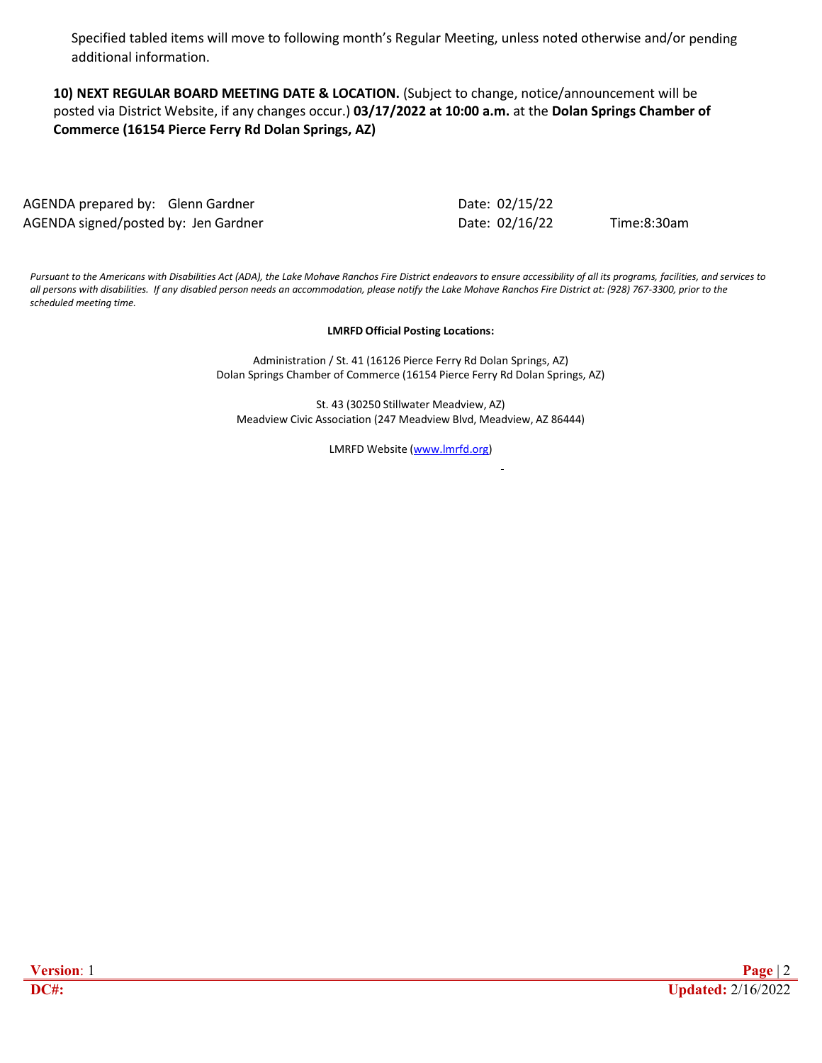Specified tabled items will move to following month's Regular Meeting, unless noted otherwise and/or pending additional information.

**10) NEXT REGULAR BOARD MEETING DATE & LOCATION.** (Subject to change, notice/announcement will be posted via District Website, if any changes occur.) **03/17/2022 at 10:00 a.m.** at the **Dolan Springs Chamber of Commerce (16154 Pierce Ferry Rd Dolan Springs, AZ)**

| | | |
|---|---|---|
| AGENDA prepared by: Glenn Gardner | Date: 02/15/22 | |
| AGENDA signed/posted by: Jen Gardner | Date: 02/16/22 | Time:8:30am |

*Pursuant to the Americans with Disabilities Act (ADA), the Lake Mohave Ranchos Fire District endeavors to ensure accessibility of all its programs, facilities, and services to all persons with disabilities. If any disabled person needs an accommodation, please notify the Lake Mohave Ranchos Fire District at: (928) 767-3300, prior to the scheduled meeting time.*

**LMRFD Official Posting Locations:**

Administration / St. 41 (16126 Pierce Ferry Rd Dolan Springs, AZ)
Dolan Springs Chamber of Commerce (16154 Pierce Ferry Rd Dolan Springs, AZ)

St. 43 (30250 Stillwater Meadview, AZ)
Meadview Civic Association (247 Meadview Blvd, Meadview, AZ 86444)

LMRFD Website (www.lmrfd.org)

**Version**: 1

**DC#:**

**Updated:** 2/16/2022